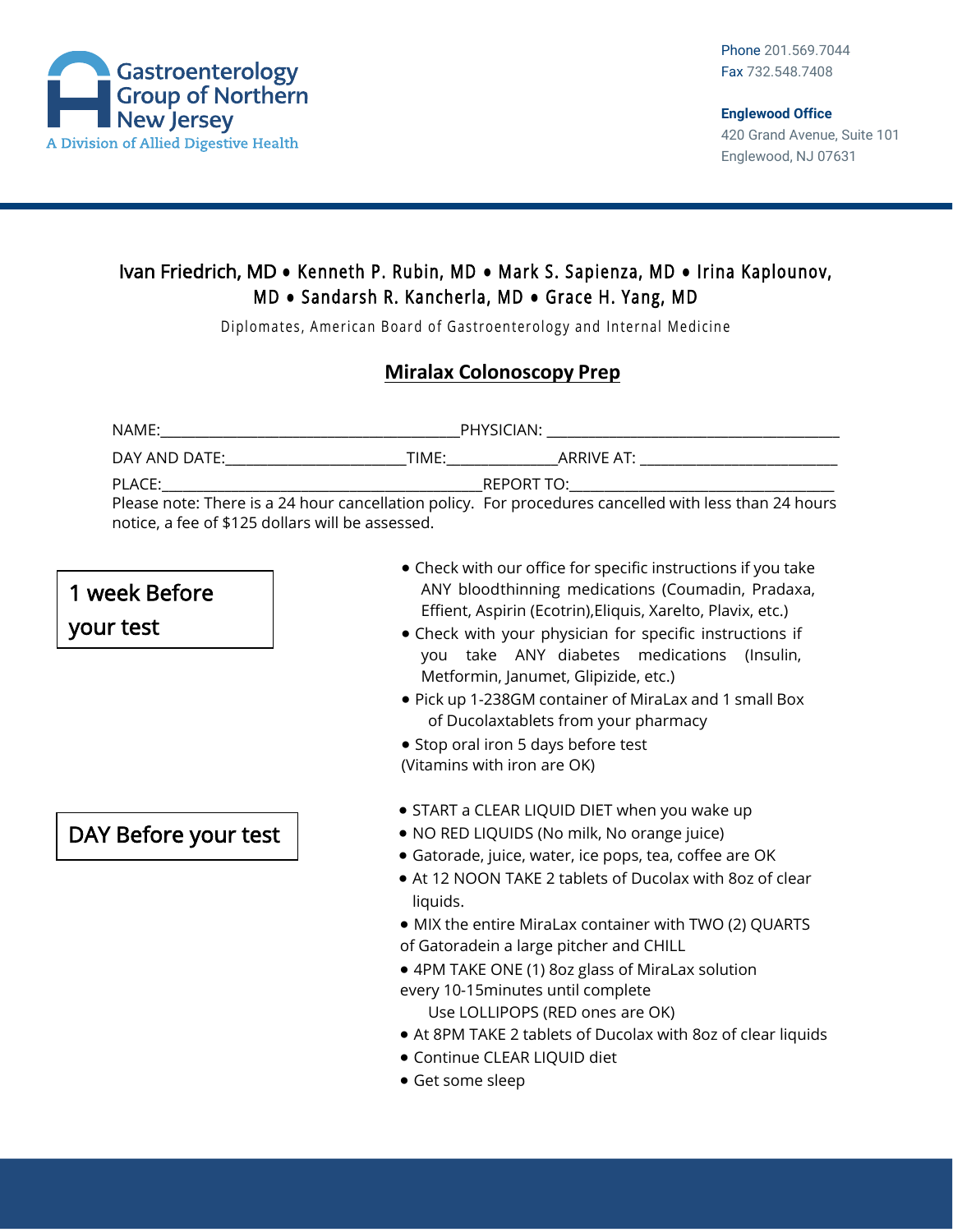Gastroenterology Group of Northern New Jersey
A Division of Allied Digestive Health

Phone 201.569.7044
Fax 732.548.7408

**Englewood Office**
420 Grand Avenue, Suite 101
Englewood, NJ 07631

Ivan Friedrich, MD • Kenneth P. Rubin, MD • Mark S. Sapienza, MD • Irina Kaplounov, MD • Sandarsh R. Kancherla, MD • Grace H. Yang, MD

Diplomates, American Board of Gastroenterology and Internal Medicine

# Miralax Colonoscopy Prep

NAME:______________________________________PHYSICIAN: _____________________________________

DAY AND DATE:______________________TIME:_____________ARRIVE AT: _________________________

PLACE:_________________________________________REPORT TO:________________________________

Please note: There is a 24 hour cancellation policy. For procedures cancelled with less than 24 hours notice, a fee of $125 dollars will be assessed.

## 1 week Before your test

- Check with our office for specific instructions if you take ANY bloodthinning medications (Coumadin, Pradaxa, Effient, Aspirin (Ecotrin),Eliquis, Xarelto, Plavix, etc.)
- Check with your physician for specific instructions if you take ANY diabetes medications (Insulin, Metformin, Janumet, Glipizide, etc.)
- Pick up 1-238GM container of MiraLax and 1 small Box of Ducolaxtablets from your pharmacy
- Stop oral iron 5 days before test

(Vitamins with iron are OK)

## DAY Before your test

- START a CLEAR LIQUID DIET when you wake up
- NO RED LIQUIDS (No milk, No orange juice)
- Gatorade, juice, water, ice pops, tea, coffee are OK
- At 12 NOON TAKE 2 tablets of Ducolax with 8oz of clear liquids.
- MIX the entire MiraLax container with TWO (2) QUARTS of Gatoradein a large pitcher and CHILL
- 4PM TAKE ONE (1) 8oz glass of MiraLax solution every 10-15minutes until complete

  Use LOLLIPOPS (RED ones are OK)
- At 8PM TAKE 2 tablets of Ducolax with 8oz of clear liquids
- Continue CLEAR LIQUID diet
- Get some sleep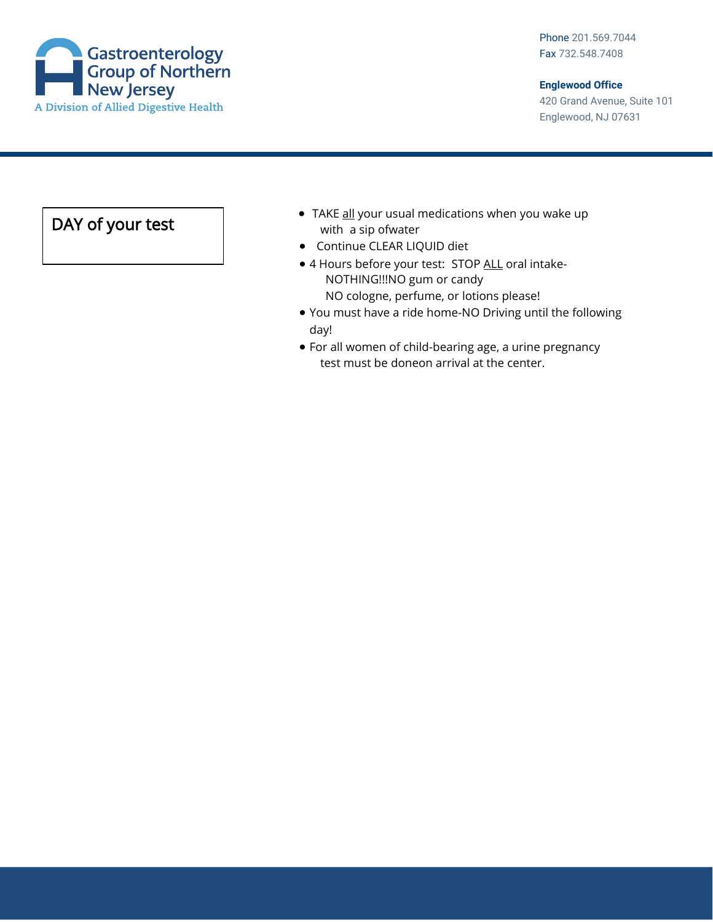Gastroenterology Group of Northern New Jersey
A Division of Allied Digestive Health

Phone 201.569.7044
Fax 732.548.7408

**Englewood Office**
420 Grand Avenue, Suite 101
Englewood, NJ 07631

## DAY of your test

- TAKE <u>all</u> your usual medications when you wake up with a sip ofwater
- Continue CLEAR LIQUID diet
- 4 Hours before your test: STOP <u>ALL</u> oral intake- NOTHING!!!NO gum or candy
  NO cologne, perfume, or lotions please!
- You must have a ride home-NO Driving until the following day!
- For all women of child-bearing age, a urine pregnancy test must be doneon arrival at the center.